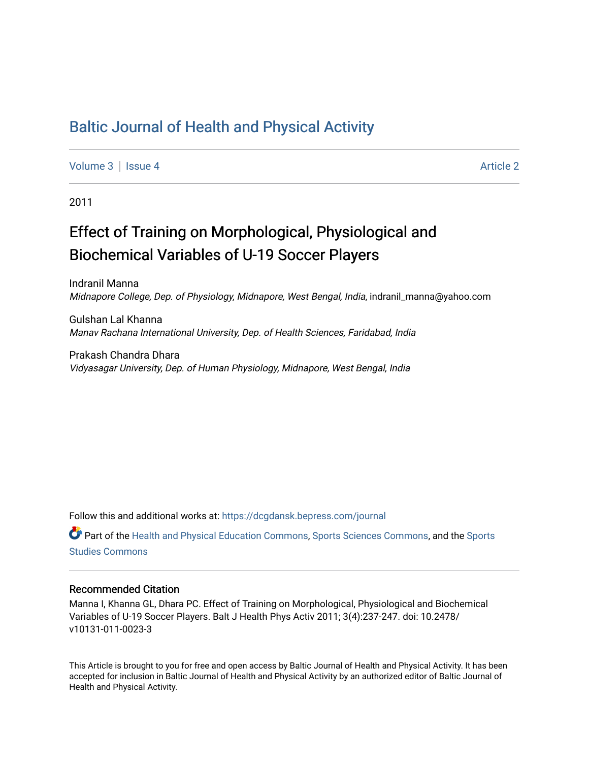# Baltic Journal of Health and Physical Activity

Volume 3 | Issue 4 Article 2

2011

## Effect of Training on Morphological, Physiological and Biochemical Variables of U-19 Soccer Players

Indranil Manna
*Midnapore College, Dep. of Physiology, Midnapore, West Bengal, India*, indranil_manna@yahoo.com

Gulshan Lal Khanna
*Manav Rachana International University, Dep. of Health Sciences, Faridabad, India*

Prakash Chandra Dhara
*Vidyasagar University, Dep. of Human Physiology, Midnapore, West Bengal, India*

Follow this and additional works at: https://dcgdansk.bepress.com/journal

Part of the Health and Physical Education Commons, Sports Sciences Commons, and the Sports Studies Commons

### Recommended Citation

Manna I, Khanna GL, Dhara PC. Effect of Training on Morphological, Physiological and Biochemical Variables of U-19 Soccer Players. Balt J Health Phys Activ 2011; 3(4):237-247. doi: 10.2478/v10131-011-0023-3

This Article is brought to you for free and open access by Baltic Journal of Health and Physical Activity. It has been accepted for inclusion in Baltic Journal of Health and Physical Activity by an authorized editor of Baltic Journal of Health and Physical Activity.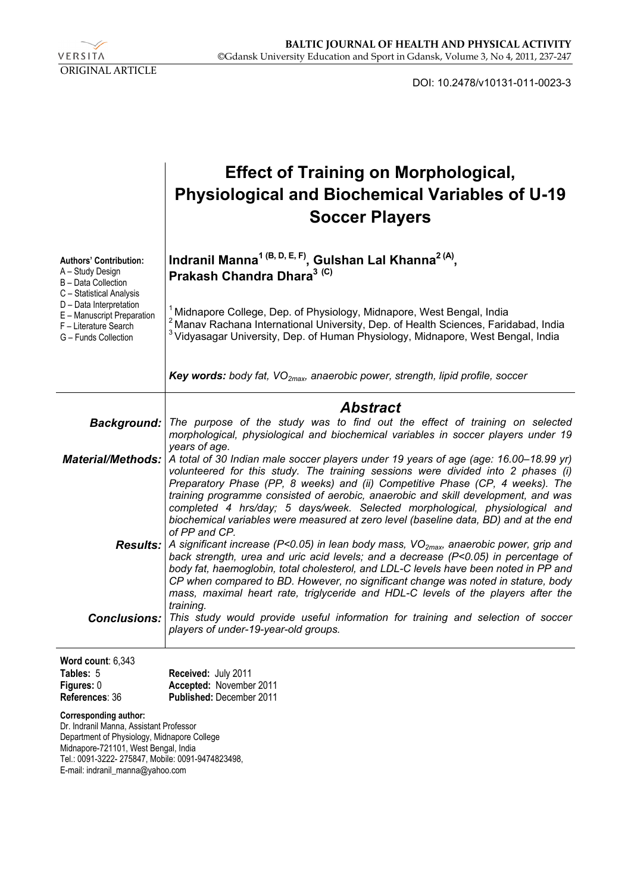ORIGINAL ARTICLE

DOI: 10.2478/v10131-011-0023-3

# Effect of Training on Morphological, Physiological and Biochemical Variables of U-19 Soccer Players

**Authors' Contribution:**
A – Study Design
B – Data Collection
C – Statistical Analysis
D – Data Interpretation
E – Manuscript Preparation
F – Literature Search
G – Funds Collection

**Indranil Manna[1 (B, D, E, F)], Gulshan Lal Khanna[2 (A)], Prakash Chandra Dhara[3 (C)]**

[1] Midnapore College, Dep. of Physiology, Midnapore, West Bengal, India
[2] Manav Rachana International University, Dep. of Health Sciences, Faridabad, India
[3] Vidyasagar University, Dep. of Human Physiology, Midnapore, West Bengal, India

***Key words:*** *body fat, $VO_{2max}$, anaerobic power, strength, lipid profile, soccer*

## Abstract

***Background:*** *The purpose of the study was to find out the effect of training on selected morphological, physiological and biochemical variables in soccer players under 19 years of age.*

***Material/Methods:*** *A total of 30 Indian male soccer players under 19 years of age (age: 16.00–18.99 yr) volunteered for this study. The training sessions were divided into 2 phases (i) Preparatory Phase (PP, 8 weeks) and (ii) Competitive Phase (CP, 4 weeks). The training programme consisted of aerobic, anaerobic and skill development, and was completed 4 hrs/day; 5 days/week. Selected morphological, physiological and biochemical variables were measured at zero level (baseline data, BD) and at the end of PP and CP.*

***Results:*** *A significant increase ($P<0.05$) in lean body mass, $VO_{2max}$, anaerobic power, grip and back strength, urea and uric acid levels; and a decrease ($P<0.05$) in percentage of body fat, haemoglobin, total cholesterol, and LDL-C levels have been noted in PP and CP when compared to BD. However, no significant change was noted in stature, body mass, maximal heart rate, triglyceride and HDL-C levels of the players after the training.*

***Conclusions:*** *This study would provide useful information for training and selection of soccer players of under-19-year-old groups.*

**Word count**: 6,343
**Tables:** 5
**Figures:** 0
**References**: 36

**Received:** July 2011
**Accepted:** November 2011
**Published:** December 2011

**Corresponding author:**
Dr. Indranil Manna, Assistant Professor
Department of Physiology, Midnapore College
Midnapore-721101, West Bengal, India
Tel.: 0091-3222- 275847, Mobile: 0091-9474823498,
E-mail: indranil_manna@yahoo.com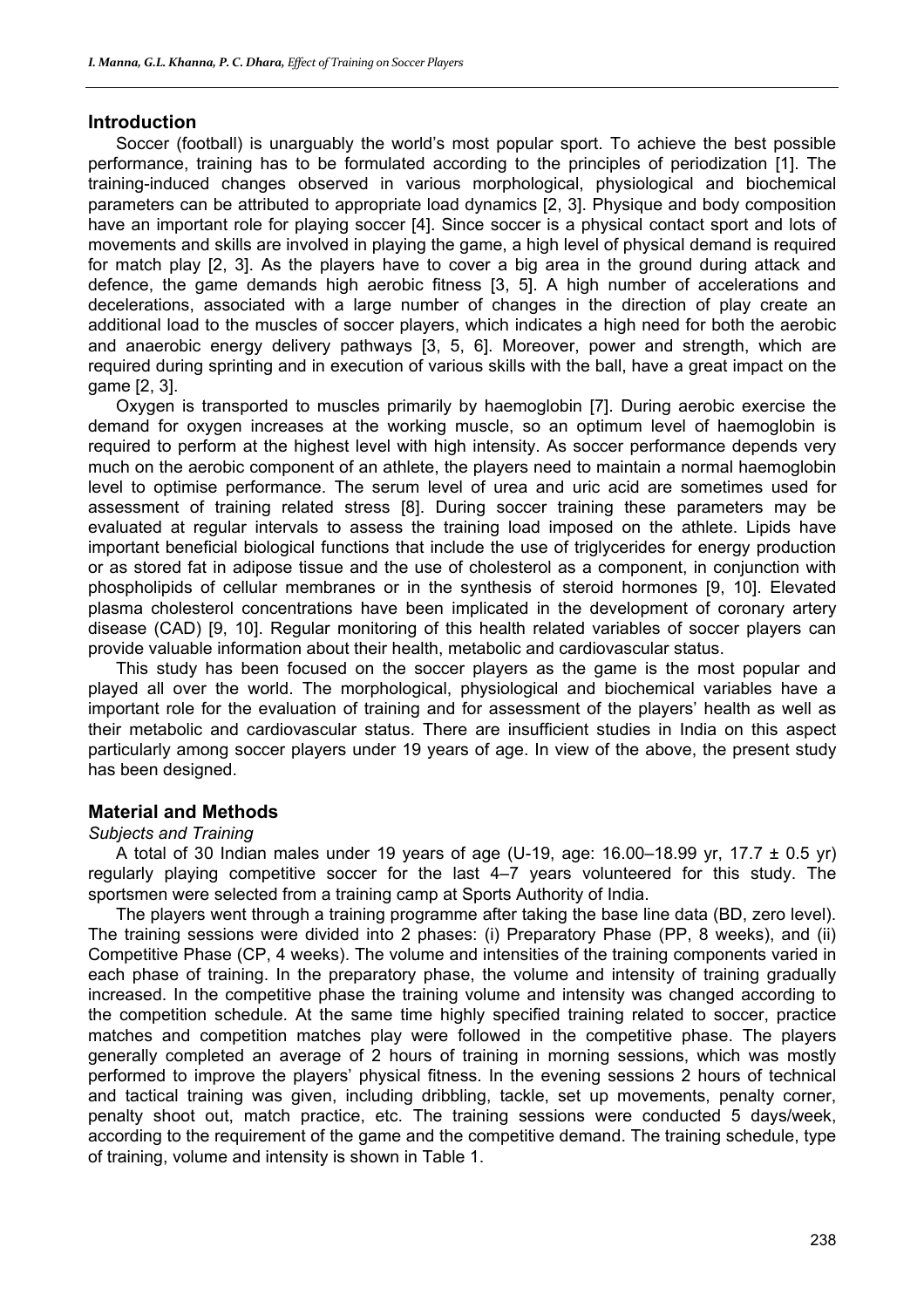## Introduction

Soccer (football) is unarguably the world's most popular sport. To achieve the best possible performance, training has to be formulated according to the principles of periodization [1]. The training-induced changes observed in various morphological, physiological and biochemical parameters can be attributed to appropriate load dynamics [2, 3]. Physique and body composition have an important role for playing soccer [4]. Since soccer is a physical contact sport and lots of movements and skills are involved in playing the game, a high level of physical demand is required for match play [2, 3]. As the players have to cover a big area in the ground during attack and defence, the game demands high aerobic fitness [3, 5]. A high number of accelerations and decelerations, associated with a large number of changes in the direction of play create an additional load to the muscles of soccer players, which indicates a high need for both the aerobic and anaerobic energy delivery pathways [3, 5, 6]. Moreover, power and strength, which are required during sprinting and in execution of various skills with the ball, have a great impact on the game [2, 3].

Oxygen is transported to muscles primarily by haemoglobin [7]. During aerobic exercise the demand for oxygen increases at the working muscle, so an optimum level of haemoglobin is required to perform at the highest level with high intensity. As soccer performance depends very much on the aerobic component of an athlete, the players need to maintain a normal haemoglobin level to optimise performance. The serum level of urea and uric acid are sometimes used for assessment of training related stress [8]. During soccer training these parameters may be evaluated at regular intervals to assess the training load imposed on the athlete. Lipids have important beneficial biological functions that include the use of triglycerides for energy production or as stored fat in adipose tissue and the use of cholesterol as a component, in conjunction with phospholipids of cellular membranes or in the synthesis of steroid hormones [9, 10]. Elevated plasma cholesterol concentrations have been implicated in the development of coronary artery disease (CAD) [9, 10]. Regular monitoring of this health related variables of soccer players can provide valuable information about their health, metabolic and cardiovascular status.

This study has been focused on the soccer players as the game is the most popular and played all over the world. The morphological, physiological and biochemical variables have a important role for the evaluation of training and for assessment of the players' health as well as their metabolic and cardiovascular status. There are insufficient studies in India on this aspect particularly among soccer players under 19 years of age. In view of the above, the present study has been designed.

## Material and Methods

*Subjects and Training*

A total of 30 Indian males under 19 years of age (U-19, age: 16.00–18.99 yr, 17.7 ± 0.5 yr) regularly playing competitive soccer for the last 4–7 years volunteered for this study. The sportsmen were selected from a training camp at Sports Authority of India.

The players went through a training programme after taking the base line data (BD, zero level). The training sessions were divided into 2 phases: (i) Preparatory Phase (PP, 8 weeks), and (ii) Competitive Phase (CP, 4 weeks). The volume and intensities of the training components varied in each phase of training. In the preparatory phase, the volume and intensity of training gradually increased. In the competitive phase the training volume and intensity was changed according to the competition schedule. At the same time highly specified training related to soccer, practice matches and competition matches play were followed in the competitive phase. The players generally completed an average of 2 hours of training in morning sessions, which was mostly performed to improve the players' physical fitness. In the evening sessions 2 hours of technical and tactical training was given, including dribbling, tackle, set up movements, penalty corner, penalty shoot out, match practice, etc. The training sessions were conducted 5 days/week, according to the requirement of the game and the competitive demand. The training schedule, type of training, volume and intensity is shown in Table 1.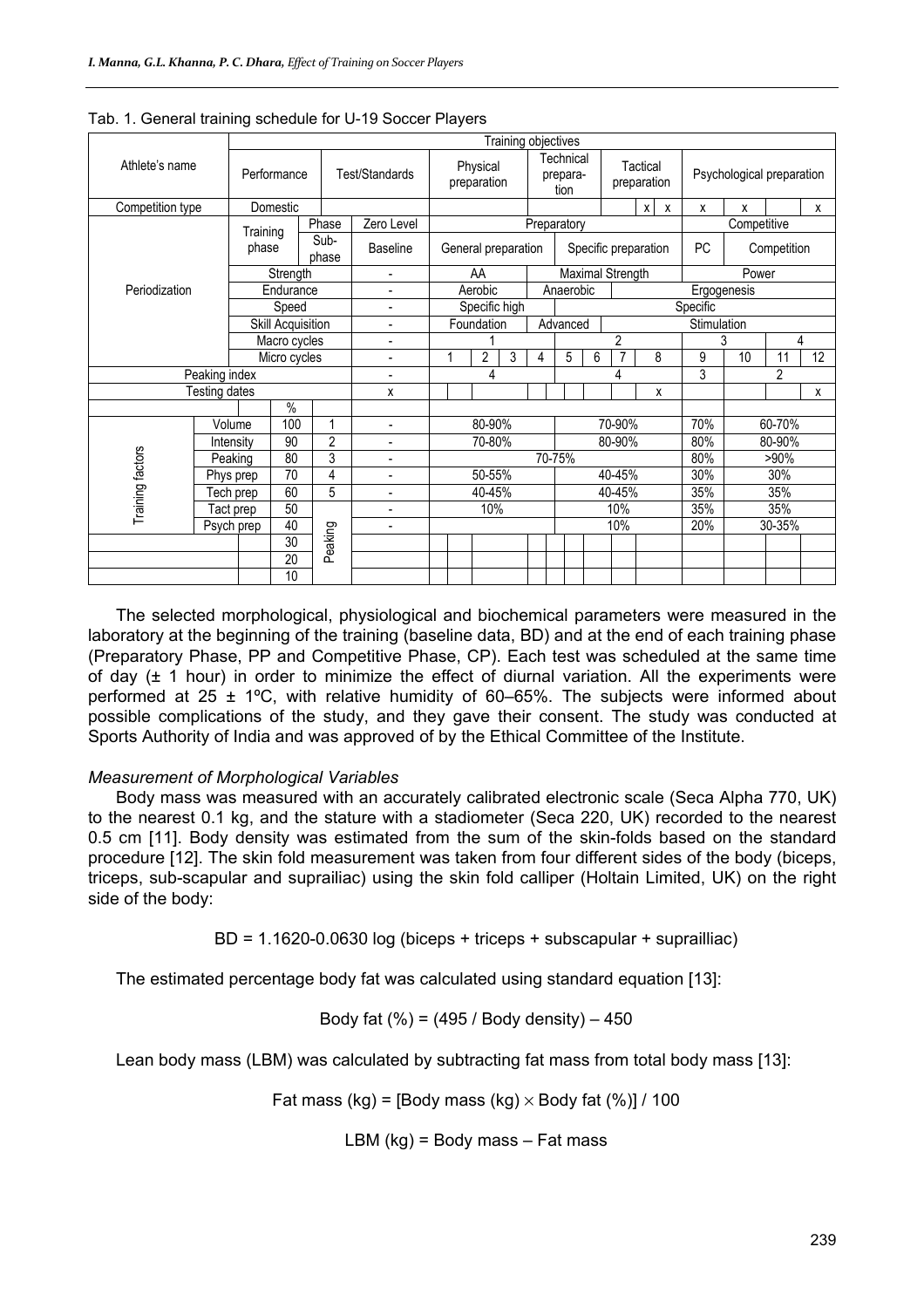Tab. 1. General training schedule for U-19 Soccer Players

| Athlete's name | | | | | Training objectives | | | | | | | | | | | |
|---|---|---|---|---|---|---|---|---|---|---|---|---|---|---|---|---|
| | Performance | | Test/Standards | | Physical preparation | | | Technical preparation | | | Tactical preparation | | Psychological preparation | | | |
| Competition type | Domestic | | | | | | | | | | x | x | x | x | | x |
| Periodization | Training phase | | Phase | Zero Level | Preparatory | | | | | | | | Competitive | | | |
| | | | Sub-phase | Baseline | General preparation | | | | Specific preparation | | | | PC | Competition | | |
| | Strength | | | - | AA | | | Maximal Strength | | | | | Power | | | |
| | Endurance | | | - | Aerobic | | | Anaerobic | | | Ergogenesis | | | | | |
| | Speed | | | - | Specific high | | | | Specific | | | | | | | |
| | Skill Acquisition | | | - | Foundation | | | Advanced | | | Stimulation | | | | | |
| | Macro cycles | | | - | 1 | | | | 2 | | | | 3 | | 4 | |
| | Micro cycles | | | - | 1 | 2 | 3 | 4 | 5 | 6 | 7 | 8 | 9 | 10 | 11 | 12 |
| Peaking index | | | | - | 4 | | | | 4 | | | | 3 | 2 | | |
| Testing dates | | | | x | | | | | | | | x | | | | x |
| | | % | | | | | | | | | | | | | | |
| Training factors | Volume | 100 | 1 | - | 80-90% | | | | 70-90% | | | | 70% | 60-70% | | |
| | Intensity | 90 | 2 | - | 70-80% | | | | 80-90% | | | | 80% | 80-90% | | |
| | Peaking | 80 | 3 | - | 70-75% | | | | | | | | 80% | >90% | | |
| | Phys prep | 70 | 4 | - | 50-55% | | | | 40-45% | | | | 30% | 30% | | |
| | Tech prep | 60 | 5 | - | 40-45% | | | | 40-45% | | | | 35% | 35% | | |
| | Tact prep | 50 | Peaking | - | 10% | | | | 10% | | | | 35% | 35% | | |
| | Psych prep | 40 | | - | | | | | 10% | | | | 20% | 30-35% | | |
| | | 30 | | | | | | | | | | | | | | |
| | | 20 | | | | | | | | | | | | | | |
| | | 10 | | | | | | | | | | | | | | |

The selected morphological, physiological and biochemical parameters were measured in the laboratory at the beginning of the training (baseline data, BD) and at the end of each training phase (Preparatory Phase, PP and Competitive Phase, CP). Each test was scheduled at the same time of day (± 1 hour) in order to minimize the effect of diurnal variation. All the experiments were performed at 25 ± 1ºC, with relative humidity of 60–65%. The subjects were informed about possible complications of the study, and they gave their consent. The study was conducted at Sports Authority of India and was approved of by the Ethical Committee of the Institute.

### *Measurement of Morphological Variables*

Body mass was measured with an accurately calibrated electronic scale (Seca Alpha 770, UK) to the nearest 0.1 kg, and the stature with a stadiometer (Seca 220, UK) recorded to the nearest 0.5 cm [11]. Body density was estimated from the sum of the skin-folds based on the standard procedure [12]. The skin fold measurement was taken from four different sides of the body (biceps, triceps, sub-scapular and suprailiac) using the skin fold calliper (Holtain Limited, UK) on the right side of the body:

$$BD = 1.1620 - 0.0630 \log (\text{biceps} + \text{triceps} + \text{subscapular} + \text{suprailliac})$$

The estimated percentage body fat was calculated using standard equation [13]:

$$\text{Body fat (\%)} = (495 / \text{Body density}) - 450$$

Lean body mass (LBM) was calculated by subtracting fat mass from total body mass [13]:

$$\text{Fat mass (kg)} = [\text{Body mass (kg)} \times \text{Body fat (\%)}] / 100$$

$$\text{LBM (kg)} = \text{Body mass} - \text{Fat mass}$$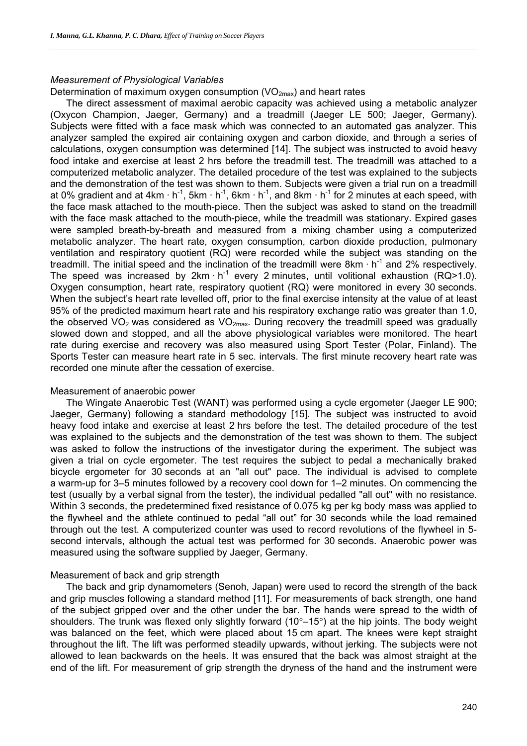*Measurement of Physiological Variables*

Determination of maximum oxygen consumption ($VO_{2max}$) and heart rates

The direct assessment of maximal aerobic capacity was achieved using a metabolic analyzer (Oxycon Champion, Jaeger, Germany) and a treadmill (Jaeger LE 500; Jaeger, Germany). Subjects were fitted with a face mask which was connected to an automated gas analyzer. This analyzer sampled the expired air containing oxygen and carbon dioxide, and through a series of calculations, oxygen consumption was determined [14]. The subject was instructed to avoid heavy food intake and exercise at least 2 hrs before the treadmill test. The treadmill was attached to a computerized metabolic analyzer. The detailed procedure of the test was explained to the subjects and the demonstration of the test was shown to them. Subjects were given a trial run on a treadmill at 0% gradient and at $4km \cdot h^{-1}$, $5km \cdot h^{-1}$, $6km \cdot h^{-1}$, and $8km \cdot h^{-1}$ for 2 minutes at each speed, with the face mask attached to the mouth-piece. Then the subject was asked to stand on the treadmill with the face mask attached to the mouth-piece, while the treadmill was stationary. Expired gases were sampled breath-by-breath and measured from a mixing chamber using a computerized metabolic analyzer. The heart rate, oxygen consumption, carbon dioxide production, pulmonary ventilation and respiratory quotient (RQ) were recorded while the subject was standing on the treadmill. The initial speed and the inclination of the treadmill were $8km \cdot h^{-1}$ and 2% respectively. The speed was increased by $2km \cdot h^{-1}$ every 2 minutes, until volitional exhaustion (RQ>1.0). Oxygen consumption, heart rate, respiratory quotient (RQ) were monitored in every 30 seconds. When the subject's heart rate levelled off, prior to the final exercise intensity at the value of at least 95% of the predicted maximum heart rate and his respiratory exchange ratio was greater than 1.0, the observed $VO_2$ was considered as $VO_{2max}$. During recovery the treadmill speed was gradually slowed down and stopped, and all the above physiological variables were monitored. The heart rate during exercise and recovery was also measured using Sport Tester (Polar, Finland). The Sports Tester can measure heart rate in 5 sec. intervals. The first minute recovery heart rate was recorded one minute after the cessation of exercise.

Measurement of anaerobic power

The Wingate Anaerobic Test (WANT) was performed using a cycle ergometer (Jaeger LE 900; Jaeger, Germany) following a standard methodology [15]. The subject was instructed to avoid heavy food intake and exercise at least 2 hrs before the test. The detailed procedure of the test was explained to the subjects and the demonstration of the test was shown to them. The subject was asked to follow the instructions of the investigator during the experiment. The subject was given a trial on cycle ergometer. The test requires the subject to pedal a mechanically braked bicycle ergometer for 30 seconds at an "all out" pace. The individual is advised to complete a warm-up for 3–5 minutes followed by a recovery cool down for 1–2 minutes. On commencing the test (usually by a verbal signal from the tester), the individual pedalled "all out" with no resistance. Within 3 seconds, the predetermined fixed resistance of 0.075 kg per kg body mass was applied to the flywheel and the athlete continued to pedal "all out" for 30 seconds while the load remained through out the test. A computerized counter was used to record revolutions of the flywheel in 5-second intervals, although the actual test was performed for 30 seconds. Anaerobic power was measured using the software supplied by Jaeger, Germany.

Measurement of back and grip strength

The back and grip dynamometers (Senoh, Japan) were used to record the strength of the back and grip muscles following a standard method [11]. For measurements of back strength, one hand of the subject gripped over and the other under the bar. The hands were spread to the width of shoulders. The trunk was flexed only slightly forward (10°–15°) at the hip joints. The body weight was balanced on the feet, which were placed about 15 cm apart. The knees were kept straight throughout the lift. The lift was performed steadily upwards, without jerking. The subjects were not allowed to lean backwards on the heels. It was ensured that the back was almost straight at the end of the lift. For measurement of grip strength the dryness of the hand and the instrument were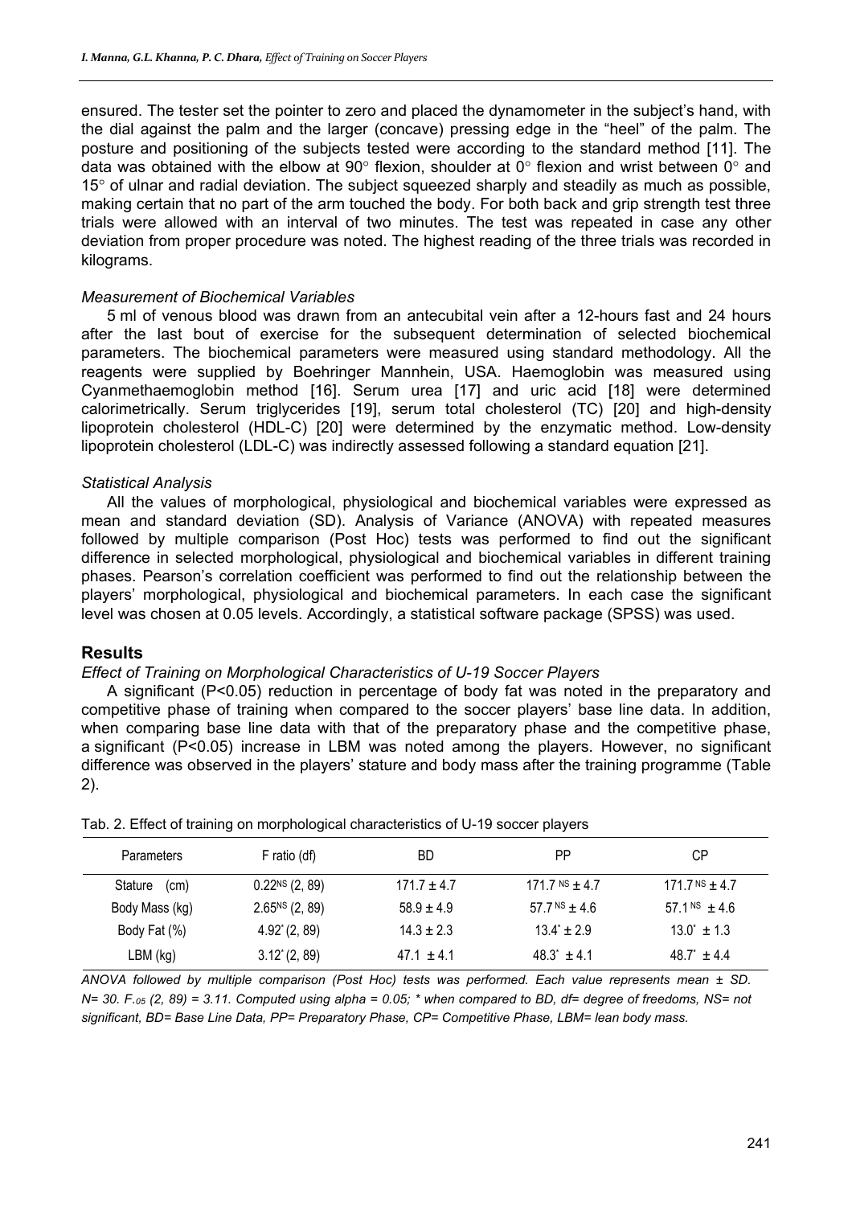ensured. The tester set the pointer to zero and placed the dynamometer in the subject's hand, with the dial against the palm and the larger (concave) pressing edge in the "heel" of the palm. The posture and positioning of the subjects tested were according to the standard method [11]. The data was obtained with the elbow at 90° flexion, shoulder at 0° flexion and wrist between 0° and 15° of ulnar and radial deviation. The subject squeezed sharply and steadily as much as possible, making certain that no part of the arm touched the body. For both back and grip strength test three trials were allowed with an interval of two minutes. The test was repeated in case any other deviation from proper procedure was noted. The highest reading of the three trials was recorded in kilograms.

*Measurement of Biochemical Variables*

5 ml of venous blood was drawn from an antecubital vein after a 12-hours fast and 24 hours after the last bout of exercise for the subsequent determination of selected biochemical parameters. The biochemical parameters were measured using standard methodology. All the reagents were supplied by Boehringer Mannhein, USA. Haemoglobin was measured using Cyanmethaemoglobin method [16]. Serum urea [17] and uric acid [18] were determined calorimetrically. Serum triglycerides [19], serum total cholesterol (TC) [20] and high-density lipoprotein cholesterol (HDL-C) [20] were determined by the enzymatic method. Low-density lipoprotein cholesterol (LDL-C) was indirectly assessed following a standard equation [21].

*Statistical Analysis*

All the values of morphological, physiological and biochemical variables were expressed as mean and standard deviation (SD). Analysis of Variance (ANOVA) with repeated measures followed by multiple comparison (Post Hoc) tests was performed to find out the significant difference in selected morphological, physiological and biochemical variables in different training phases. Pearson's correlation coefficient was performed to find out the relationship between the players' morphological, physiological and biochemical parameters. In each case the significant level was chosen at 0.05 levels. Accordingly, a statistical software package (SPSS) was used.

## Results

*Effect of Training on Morphological Characteristics of U-19 Soccer Players*

A significant ($P<0.05$) reduction in percentage of body fat was noted in the preparatory and competitive phase of training when compared to the soccer players' base line data. In addition, when comparing base line data with that of the preparatory phase and the competitive phase, a significant ($P<0.05$) increase in LBM was noted among the players. However, no significant difference was observed in the players' stature and body mass after the training programme (Table 2).

Tab. 2. Effect of training on morphological characteristics of U-19 soccer players

| Parameters | F ratio (df) | BD | PP | CP |
|---|---|---|---|---|
| Stature (cm) | $0.22^{NS}$ (2, 89) | 171.7 ± 4.7 | $171.7^{NS}$ ± 4.7 | $171.7^{NS}$ ± 4.7 |
| Body Mass (kg) | $2.65^{NS}$ (2, 89) | 58.9 ± 4.9 | $57.7^{NS}$ ± 4.6 | $57.1^{NS}$ ± 4.6 |
| Body Fat (%) | $4.92^{*}$ (2, 89) | 14.3 ± 2.3 | $13.4^{*}$ ± 2.9 | $13.0^{*}$ ± 1.3 |
| LBM (kg) | $3.12^{*}$ (2, 89) | 47.1 ± 4.1 | $48.3^{*}$ ± 4.1 | $48.7^{*}$ ± 4.4 |

*ANOVA followed by multiple comparison (Post Hoc) tests was performed. Each value represents mean ± SD. N= 30. $F_{.05}$ (2, 89) = 3.11. Computed using alpha = 0.05; \* when compared to BD, df= degree of freedoms, NS= not significant, BD= Base Line Data, PP= Preparatory Phase, CP= Competitive Phase, LBM= lean body mass.*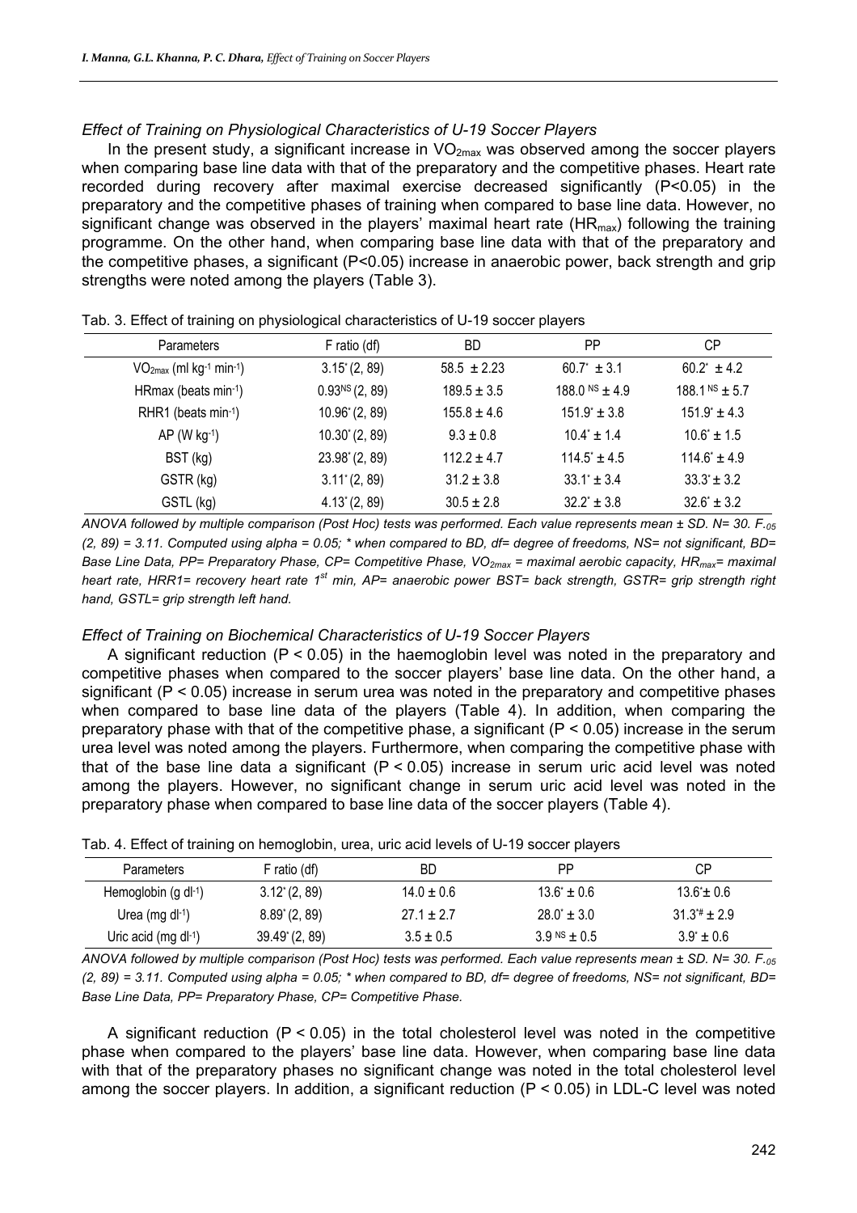### *Effect of Training on Physiological Characteristics of U-19 Soccer Players*

In the present study, a significant increase in $VO_{2max}$ was observed among the soccer players when comparing base line data with that of the preparatory and the competitive phases. Heart rate recorded during recovery after maximal exercise decreased significantly (P<0.05) in the preparatory and the competitive phases of training when compared to base line data. However, no significant change was observed in the players' maximal heart rate ($HR_{max}$) following the training programme. On the other hand, when comparing base line data with that of the preparatory and the competitive phases, a significant (P<0.05) increase in anaerobic power, back strength and grip strengths were noted among the players (Table 3).

Tab. 3. Effect of training on physiological characteristics of U-19 soccer players

| Parameters | F ratio (df) | BD | PP | CP |
|---|---|---|---|---|
| $VO_{2max}$ (ml kg$^{-1}$ min$^{-1}$) | 3.15$^*$ (2, 89) | 58.5 ± 2.23 | 60.7$^*$ ± 3.1 | 60.2$^*$ ± 4.2 |
| HRmax (beats min$^{-1}$) | 0.93$^{NS}$ (2, 89) | 189.5 ± 3.5 | 188.0 $^{NS}$ ± 4.9 | 188.1 $^{NS}$ ± 5.7 |
| RHR1 (beats min$^{-1}$) | 10.96$^*$ (2, 89) | 155.8 ± 4.6 | 151.9$^*$ ± 3.8 | 151.9$^*$ ± 4.3 |
| AP (W kg$^{-1}$) | 10.30$^*$ (2, 89) | 9.3 ± 0.8 | 10.4$^*$ ± 1.4 | 10.6$^*$ ± 1.5 |
| BST (kg) | 23.98$^*$ (2, 89) | 112.2 ± 4.7 | 114.5$^*$ ± 4.5 | 114.6$^*$ ± 4.9 |
| GSTR (kg) | 3.11$^*$ (2, 89) | 31.2 ± 3.8 | 33.1$^*$ ± 3.4 | 33.3$^*$ ± 3.2 |
| GSTL (kg) | 4.13$^*$ (2, 89) | 30.5 ± 2.8 | 32.2$^*$ ± 3.8 | 32.6$^*$ ± 3.2 |

*ANOVA followed by multiple comparison (Post Hoc) tests was performed. Each value represents mean ± SD. N= 30. $F_{.05}$ (2, 89) = 3.11. Computed using alpha = 0.05; \* when compared to BD, df= degree of freedoms, NS= not significant, BD= Base Line Data, PP= Preparatory Phase, CP= Competitive Phase, $VO_{2max}$ = maximal aerobic capacity, $HR_{max}$= maximal heart rate, HRR1= recovery heart rate 1st min, AP= anaerobic power BST= back strength, GSTR= grip strength right hand, GSTL= grip strength left hand.*

### *Effect of Training on Biochemical Characteristics of U-19 Soccer Players*

A significant reduction (P < 0.05) in the haemoglobin level was noted in the preparatory and competitive phases when compared to the soccer players' base line data. On the other hand, a significant (P < 0.05) increase in serum urea was noted in the preparatory and competitive phases when compared to base line data of the players (Table 4). In addition, when comparing the preparatory phase with that of the competitive phase, a significant (P < 0.05) increase in the serum urea level was noted among the players. Furthermore, when comparing the competitive phase with that of the base line data a significant (P < 0.05) increase in serum uric acid level was noted among the players. However, no significant change in serum uric acid level was noted in the preparatory phase when compared to base line data of the soccer players (Table 4).

Tab. 4. Effect of training on hemoglobin, urea, uric acid levels of U-19 soccer players

| Parameters | F ratio (df) | BD | PP | CP |
|---|---|---|---|---|
| Hemoglobin (g dl$^{-1}$) | 3.12$^*$ (2, 89) | 14.0 ± 0.6 | 13.6$^*$ ± 0.6 | 13.6$^*$± 0.6 |
| Urea (mg dl$^{-1}$) | 8.89$^*$ (2, 89) | 27.1 ± 2.7 | 28.0$^*$ ± 3.0 | 31.3$^{*\#}$ ± 2.9 |
| Uric acid (mg dl$^{-1}$) | 39.49$^*$ (2, 89) | 3.5 ± 0.5 | 3.9 $^{NS}$ ± 0.5 | 3.9$^*$ ± 0.6 |

*ANOVA followed by multiple comparison (Post Hoc) tests was performed. Each value represents mean ± SD. N= 30. $F_{.05}$ (2, 89) = 3.11. Computed using alpha = 0.05; \* when compared to BD, df= degree of freedoms, NS= not significant, BD= Base Line Data, PP= Preparatory Phase, CP= Competitive Phase.*

A significant reduction (P < 0.05) in the total cholesterol level was noted in the competitive phase when compared to the players' base line data. However, when comparing base line data with that of the preparatory phases no significant change was noted in the total cholesterol level among the soccer players. In addition, a significant reduction (P < 0.05) in LDL-C level was noted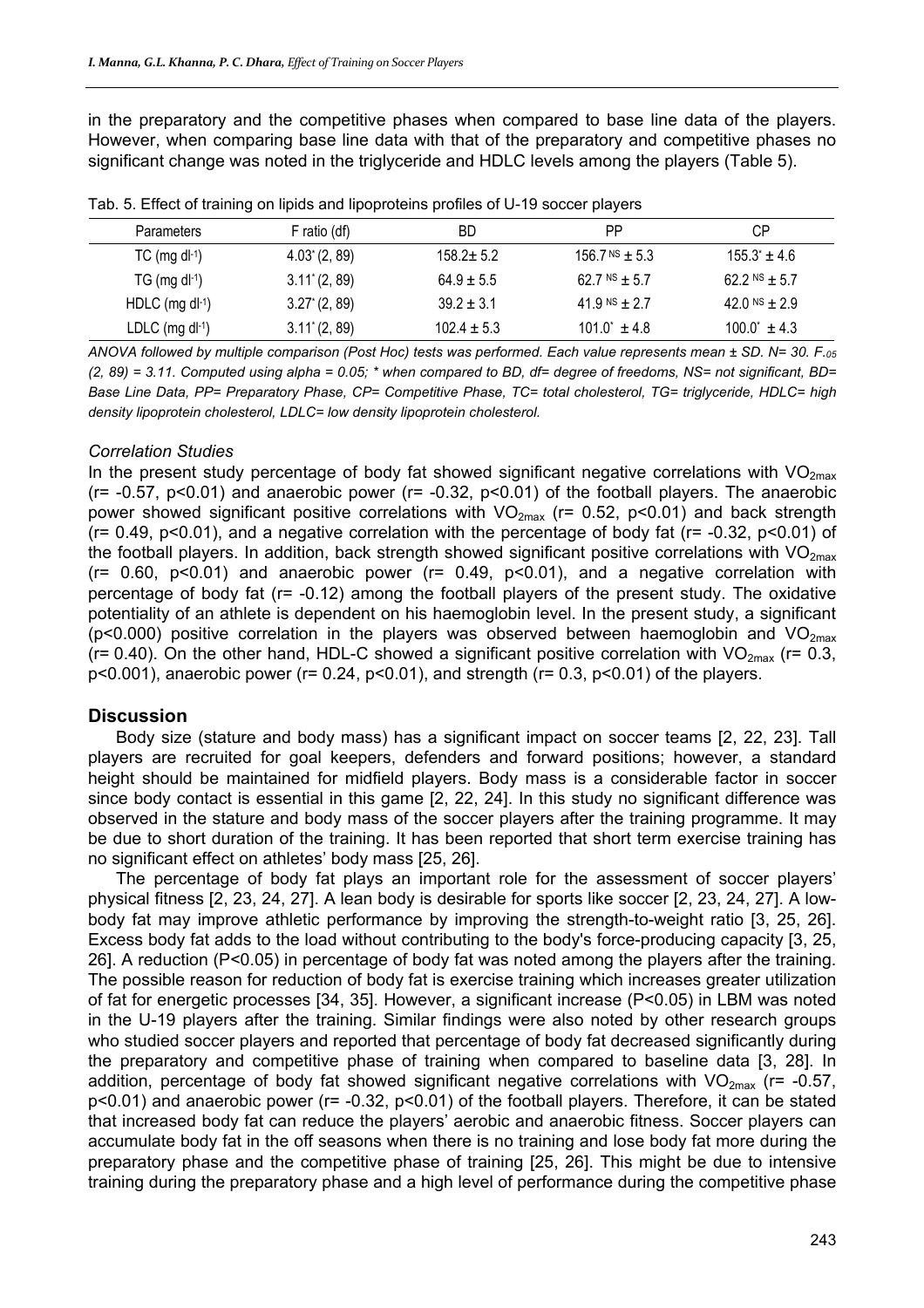in the preparatory and the competitive phases when compared to base line data of the players. However, when comparing base line data with that of the preparatory and competitive phases no significant change was noted in the triglyceride and HDLC levels among the players (Table 5).

Tab. 5. Effect of training on lipids and lipoproteins profiles of U-19 soccer players

| Parameters | F ratio (df) | BD | PP | CP |
|---|---|---|---|---|
| TC (mg $dl^{-1}$) | $4.03^{*}$ (2, 89) | 158.2± 5.2 | $156.7^{NS}$ ± 5.3 | $155.3^{*}$ ± 4.6 |
| TG (mg $dl^{-1}$) | $3.11^{*}$ (2, 89) | 64.9 ± 5.5 | $62.7^{NS}$ ± 5.7 | $62.2^{NS}$ ± 5.7 |
| HDLC (mg $dl^{-1}$) | $3.27^{*}$ (2, 89) | 39.2 ± 3.1 | $41.9^{NS}$ ± 2.7 | $42.0^{NS}$ ± 2.9 |
| LDLC (mg $dl^{-1}$) | $3.11^{*}$ (2, 89) | 102.4 ± 5.3 | $101.0^{*}$ ± 4.8 | $100.0^{*}$ ± 4.3 |

*ANOVA followed by multiple comparison (Post Hoc) tests was performed. Each value represents mean ± SD. N= 30. $F_{.05}$ (2, 89) = 3.11. Computed using alpha = 0.05; \* when compared to BD, df= degree of freedoms, NS= not significant, BD= Base Line Data, PP= Preparatory Phase, CP= Competitive Phase, TC= total cholesterol, TG= triglyceride, HDLC= high density lipoprotein cholesterol, LDLC= low density lipoprotein cholesterol.*

### *Correlation Studies*

In the present study percentage of body fat showed significant negative correlations with $VO_{2max}$ (r= -0.57, p<0.01) and anaerobic power (r= -0.32, p<0.01) of the football players. The anaerobic power showed significant positive correlations with $VO_{2max}$ (r= 0.52, p<0.01) and back strength (r= 0.49, p<0.01), and a negative correlation with the percentage of body fat (r= -0.32, p<0.01) of the football players. In addition, back strength showed significant positive correlations with $VO_{2max}$ (r= 0.60, p<0.01) and anaerobic power (r= 0.49, p<0.01), and a negative correlation with percentage of body fat (r= -0.12) among the football players of the present study. The oxidative potentiality of an athlete is dependent on his haemoglobin level. In the present study, a significant (p<0.000) positive correlation in the players was observed between haemoglobin and $VO_{2max}$ (r= 0.40). On the other hand, HDL-C showed a significant positive correlation with $VO_{2max}$ (r= 0.3, p<0.001), anaerobic power (r= 0.24, p<0.01), and strength (r= 0.3, p<0.01) of the players.

## Discussion

Body size (stature and body mass) has a significant impact on soccer teams [2, 22, 23]. Tall players are recruited for goal keepers, defenders and forward positions; however, a standard height should be maintained for midfield players. Body mass is a considerable factor in soccer since body contact is essential in this game [2, 22, 24]. In this study no significant difference was observed in the stature and body mass of the soccer players after the training programme. It may be due to short duration of the training. It has been reported that short term exercise training has no significant effect on athletes' body mass [25, 26].

The percentage of body fat plays an important role for the assessment of soccer players' physical fitness [2, 23, 24, 27]. A lean body is desirable for sports like soccer [2, 23, 24, 27]. A low-body fat may improve athletic performance by improving the strength-to-weight ratio [3, 25, 26]. Excess body fat adds to the load without contributing to the body's force-producing capacity [3, 25, 26]. A reduction (P<0.05) in percentage of body fat was noted among the players after the training. The possible reason for reduction of body fat is exercise training which increases greater utilization of fat for energetic processes [34, 35]. However, a significant increase (P<0.05) in LBM was noted in the U-19 players after the training. Similar findings were also noted by other research groups who studied soccer players and reported that percentage of body fat decreased significantly during the preparatory and competitive phase of training when compared to baseline data [3, 28]. In addition, percentage of body fat showed significant negative correlations with $VO_{2max}$ (r= -0.57, p<0.01) and anaerobic power (r= -0.32, p<0.01) of the football players. Therefore, it can be stated that increased body fat can reduce the players' aerobic and anaerobic fitness. Soccer players can accumulate body fat in the off seasons when there is no training and lose body fat more during the preparatory phase and the competitive phase of training [25, 26]. This might be due to intensive training during the preparatory phase and a high level of performance during the competitive phase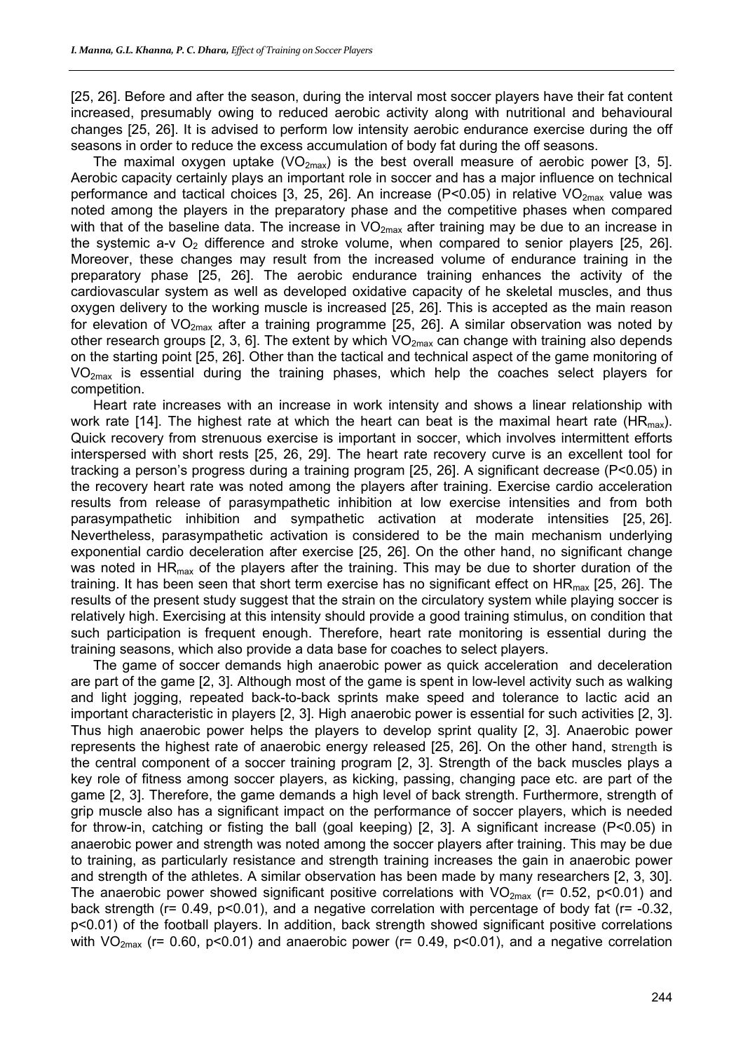[25, 26]. Before and after the season, during the interval most soccer players have their fat content increased, presumably owing to reduced aerobic activity along with nutritional and behavioural changes [25, 26]. It is advised to perform low intensity aerobic endurance exercise during the off seasons in order to reduce the excess accumulation of body fat during the off seasons.

The maximal oxygen uptake ($VO_{2max}$) is the best overall measure of aerobic power [3, 5]. Aerobic capacity certainly plays an important role in soccer and has a major influence on technical performance and tactical choices [3, 25, 26]. An increase ($P<0.05$) in relative $VO_{2max}$ value was noted among the players in the preparatory phase and the competitive phases when compared with that of the baseline data. The increase in $VO_{2max}$ after training may be due to an increase in the systemic a-v $O_2$ difference and stroke volume, when compared to senior players [25, 26]. Moreover, these changes may result from the increased volume of endurance training in the preparatory phase [25, 26]. The aerobic endurance training enhances the activity of the cardiovascular system as well as developed oxidative capacity of he skeletal muscles, and thus oxygen delivery to the working muscle is increased [25, 26]. This is accepted as the main reason for elevation of $VO_{2max}$ after a training programme [25, 26]. A similar observation was noted by other research groups [2, 3, 6]. The extent by which $VO_{2max}$ can change with training also depends on the starting point [25, 26]. Other than the tactical and technical aspect of the game monitoring of $VO_{2max}$ is essential during the training phases, which help the coaches select players for competition.

Heart rate increases with an increase in work intensity and shows a linear relationship with work rate [14]. The highest rate at which the heart can beat is the maximal heart rate ($HR_{max}$). Quick recovery from strenuous exercise is important in soccer, which involves intermittent efforts interspersed with short rests [25, 26, 29]. The heart rate recovery curve is an excellent tool for tracking a person's progress during a training program [25, 26]. A significant decrease ($P<0.05$) in the recovery heart rate was noted among the players after training. Exercise cardio acceleration results from release of parasympathetic inhibition at low exercise intensities and from both parasympathetic inhibition and sympathetic activation at moderate intensities [25, 26]. Nevertheless, parasympathetic activation is considered to be the main mechanism underlying exponential cardio deceleration after exercise [25, 26]. On the other hand, no significant change was noted in $HR_{max}$ of the players after the training. This may be due to shorter duration of the training. It has been seen that short term exercise has no significant effect on $HR_{max}$ [25, 26]. The results of the present study suggest that the strain on the circulatory system while playing soccer is relatively high. Exercising at this intensity should provide a good training stimulus, on condition that such participation is frequent enough. Therefore, heart rate monitoring is essential during the training seasons, which also provide a data base for coaches to select players.

The game of soccer demands high anaerobic power as quick acceleration and deceleration are part of the game [2, 3]. Although most of the game is spent in low-level activity such as walking and light jogging, repeated back-to-back sprints make speed and tolerance to lactic acid an important characteristic in players [2, 3]. High anaerobic power is essential for such activities [2, 3]. Thus high anaerobic power helps the players to develop sprint quality [2, 3]. Anaerobic power represents the highest rate of anaerobic energy released [25, 26]. On the other hand, strength is the central component of a soccer training program [2, 3]. Strength of the back muscles plays a key role of fitness among soccer players, as kicking, passing, changing pace etc. are part of the game [2, 3]. Therefore, the game demands a high level of back strength. Furthermore, strength of grip muscle also has a significant impact on the performance of soccer players, which is needed for throw-in, catching or fisting the ball (goal keeping) [2, 3]. A significant increase ($P<0.05$) in anaerobic power and strength was noted among the soccer players after training. This may be due to training, as particularly resistance and strength training increases the gain in anaerobic power and strength of the athletes. A similar observation has been made by many researchers [2, 3, 30]. The anaerobic power showed significant positive correlations with $VO_{2max}$ ($r= 0.52$, $p<0.01$) and back strength ($r= 0.49$, $p<0.01$), and a negative correlation with percentage of body fat ($r= -0.32$, $p<0.01$) of the football players. In addition, back strength showed significant positive correlations with $VO_{2max}$ ($r= 0.60$, $p<0.01$) and anaerobic power ($r= 0.49$, $p<0.01$), and a negative correlation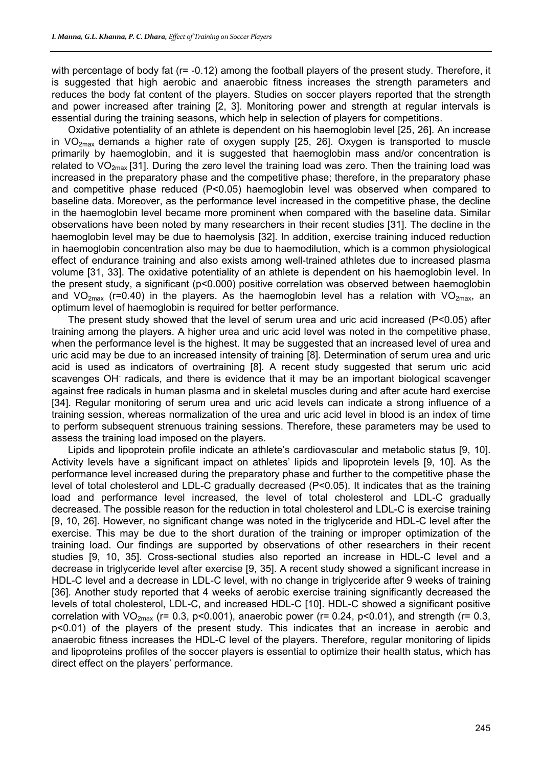with percentage of body fat (r= -0.12) among the football players of the present study. Therefore, it is suggested that high aerobic and anaerobic fitness increases the strength parameters and reduces the body fat content of the players. Studies on soccer players reported that the strength and power increased after training [2, 3]. Monitoring power and strength at regular intervals is essential during the training seasons, which help in selection of players for competitions.

Oxidative potentiality of an athlete is dependent on his haemoglobin level [25, 26]. An increase in $VO_{2max}$ demands a higher rate of oxygen supply [25, 26]. Oxygen is transported to muscle primarily by haemoglobin, and it is suggested that haemoglobin mass and/or concentration is related to $VO_{2max}$ [31]. During the zero level the training load was zero. Then the training load was increased in the preparatory phase and the competitive phase; therefore, in the preparatory phase and competitive phase reduced ($P<0.05$) haemoglobin level was observed when compared to baseline data. Moreover, as the performance level increased in the competitive phase, the decline in the haemoglobin level became more prominent when compared with the baseline data. Similar observations have been noted by many researchers in their recent studies [31]. The decline in the haemoglobin level may be due to haemolysis [32]. In addition, exercise training induced reduction in haemoglobin concentration also may be due to haemodilution, which is a common physiological effect of endurance training and also exists among well-trained athletes due to increased plasma volume [31, 33]. The oxidative potentiality of an athlete is dependent on his haemoglobin level. In the present study, a significant ($p<0.000$) positive correlation was observed between haemoglobin and $VO_{2max}$ (r=0.40) in the players. As the haemoglobin level has a relation with $VO_{2max}$, an optimum level of haemoglobin is required for better performance.

The present study showed that the level of serum urea and uric acid increased ($P<0.05$) after training among the players. A higher urea and uric acid level was noted in the competitive phase, when the performance level is the highest. It may be suggested that an increased level of urea and uric acid may be due to an increased intensity of training [8]. Determination of serum urea and uric acid is used as indicators of overtraining [8]. A recent study suggested that serum uric acid scavenges $OH^-$ radicals, and there is evidence that it may be an important biological scavenger against free radicals in human plasma and in skeletal muscles during and after acute hard exercise [34]. Regular monitoring of serum urea and uric acid levels can indicate a strong influence of a training session, whereas normalization of the urea and uric acid level in blood is an index of time to perform subsequent strenuous training sessions. Therefore, these parameters may be used to assess the training load imposed on the players.

Lipids and lipoprotein profile indicate an athlete's cardiovascular and metabolic status [9, 10]. Activity levels have a significant impact on athletes' lipids and lipoprotein levels [9, 10]. As the performance level increased during the preparatory phase and further to the competitive phase the level of total cholesterol and LDL-C gradually decreased ($P<0.05$). It indicates that as the training load and performance level increased, the level of total cholesterol and LDL-C gradually decreased. The possible reason for the reduction in total cholesterol and LDL-C is exercise training [9, 10, 26]. However, no significant change was noted in the triglyceride and HDL-C level after the exercise. This may be due to the short duration of the training or improper optimization of the training load. Our findings are supported by observations of other researchers in their recent studies [9, 10, 35]. Cross-sectional studies also reported an increase in HDL-C level and a decrease in triglyceride level after exercise [9, 35]. A recent study showed a significant increase in HDL-C level and a decrease in LDL-C level, with no change in triglyceride after 9 weeks of training [36]. Another study reported that 4 weeks of aerobic exercise training significantly decreased the levels of total cholesterol, LDL-C, and increased HDL-C [10]. HDL-C showed a significant positive correlation with $VO_{2max}$ (r= 0.3, $p<0.001$), anaerobic power (r= 0.24, $p<0.01$), and strength (r= 0.3, $p<0.01$) of the players of the present study. This indicates that an increase in aerobic and anaerobic fitness increases the HDL-C level of the players. Therefore, regular monitoring of lipids and lipoproteins profiles of the soccer players is essential to optimize their health status, which has direct effect on the players' performance.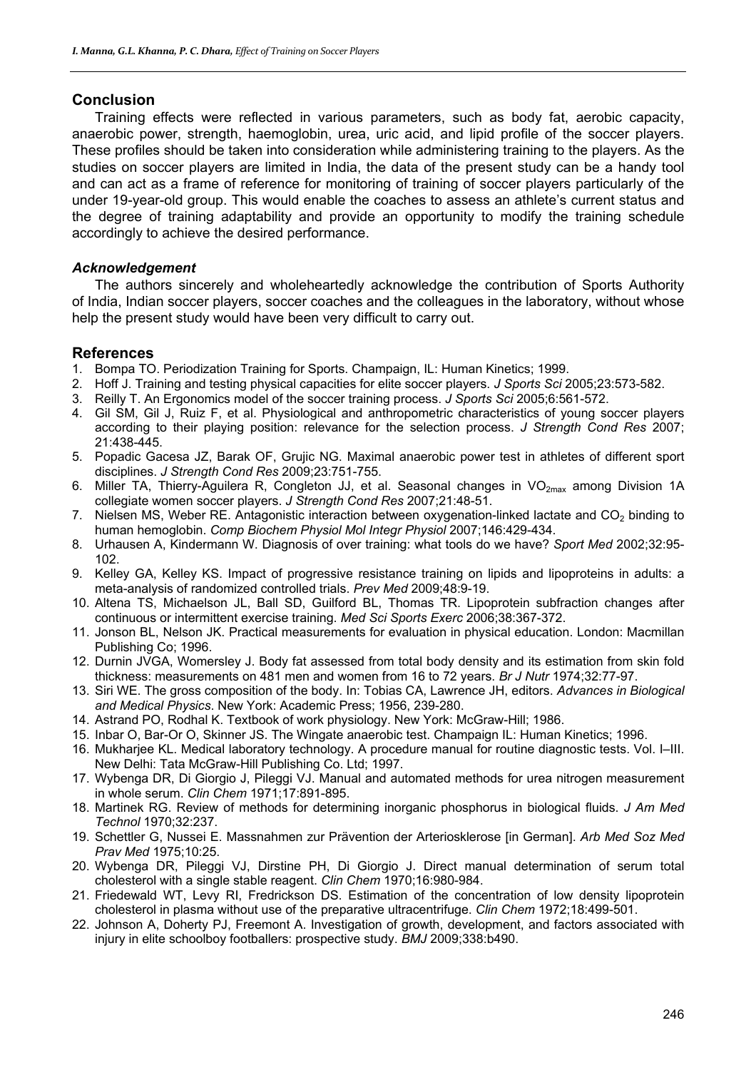## Conclusion

Training effects were reflected in various parameters, such as body fat, aerobic capacity, anaerobic power, strength, haemoglobin, urea, uric acid, and lipid profile of the soccer players. These profiles should be taken into consideration while administering training to the players. As the studies on soccer players are limited in India, the data of the present study can be a handy tool and can act as a frame of reference for monitoring of training of soccer players particularly of the under 19-year-old group. This would enable the coaches to assess an athlete's current status and the degree of training adaptability and provide an opportunity to modify the training schedule accordingly to achieve the desired performance.

### *Acknowledgement*

The authors sincerely and wholeheartedly acknowledge the contribution of Sports Authority of India, Indian soccer players, soccer coaches and the colleagues in the laboratory, without whose help the present study would have been very difficult to carry out.

## References

1. Bompa TO. Periodization Training for Sports. Champaign, IL: Human Kinetics; 1999.
2. Hoff J. Training and testing physical capacities for elite soccer players. *J Sports Sci* 2005;23:573-582.
3. Reilly T. An Ergonomics model of the soccer training process. *J Sports Sci* 2005;6:561-572.
4. Gil SM, Gil J, Ruiz F, et al. Physiological and anthropometric characteristics of young soccer players according to their playing position: relevance for the selection process. *J Strength Cond Res* 2007; 21:438-445.
5. Popadic Gacesa JZ, Barak OF, Grujic NG. Maximal anaerobic power test in athletes of different sport disciplines. *J Strength Cond Res* 2009;23:751-755.
6. Miller TA, Thierry-Aguilera R, Congleton JJ, et al. Seasonal changes in $VO_{2max}$ among Division 1A collegiate women soccer players. *J Strength Cond Res* 2007;21:48-51.
7. Nielsen MS, Weber RE. Antagonistic interaction between oxygenation-linked lactate and $CO_2$ binding to human hemoglobin. *Comp Biochem Physiol Mol Integr Physiol* 2007;146:429-434.
8. Urhausen A, Kindermann W. Diagnosis of over training: what tools do we have? *Sport Med* 2002;32:95-102.
9. Kelley GA, Kelley KS. Impact of progressive resistance training on lipids and lipoproteins in adults: a meta-analysis of randomized controlled trials. *Prev Med* 2009;48:9-19.
10. Altena TS, Michaelson JL, Ball SD, Guilford BL, Thomas TR. Lipoprotein subfraction changes after continuous or intermittent exercise training. *Med Sci Sports Exerc* 2006;38:367-372.
11. Jonson BL, Nelson JK. Practical measurements for evaluation in physical education. London: Macmillan Publishing Co; 1996.
12. Durnin JVGA, Womersley J. Body fat assessed from total body density and its estimation from skin fold thickness: measurements on 481 men and women from 16 to 72 years. *Br J Nutr* 1974;32:77-97.
13. Siri WE. The gross composition of the body. In: Tobias CA, Lawrence JH, editors. *Advances in Biological and Medical Physics*. New York: Academic Press; 1956, 239-280.
14. Astrand PO, Rodhal K. Textbook of work physiology. New York: McGraw-Hill; 1986.
15. Inbar O, Bar-Or O, Skinner JS. The Wingate anaerobic test. Champaign IL: Human Kinetics; 1996.
16. Mukharjee KL. Medical laboratory technology. A procedure manual for routine diagnostic tests. Vol. I–III. New Delhi: Tata McGraw-Hill Publishing Co. Ltd; 1997.
17. Wybenga DR, Di Giorgio J, Pileggi VJ. Manual and automated methods for urea nitrogen measurement in whole serum. *Clin Chem* 1971;17:891-895.
18. Martinek RG. Review of methods for determining inorganic phosphorus in biological fluids. *J Am Med Technol* 1970;32:237.
19. Schettler G, Nussei E. Massnahmen zur Prävention der Arteriosklerose [in German]. *Arb Med Soz Med Prav Med* 1975;10:25.
20. Wybenga DR, Pileggi VJ, Dirstine PH, Di Giorgio J. Direct manual determination of serum total cholesterol with a single stable reagent. *Clin Chem* 1970;16:980-984.
21. Friedewald WT, Levy RI, Fredrickson DS. Estimation of the concentration of low density lipoprotein cholesterol in plasma without use of the preparative ultracentrifuge. *Clin Chem* 1972;18:499-501.
22. Johnson A, Doherty PJ, Freemont A. Investigation of growth, development, and factors associated with injury in elite schoolboy footballers: prospective study. *BMJ* 2009;338:b490.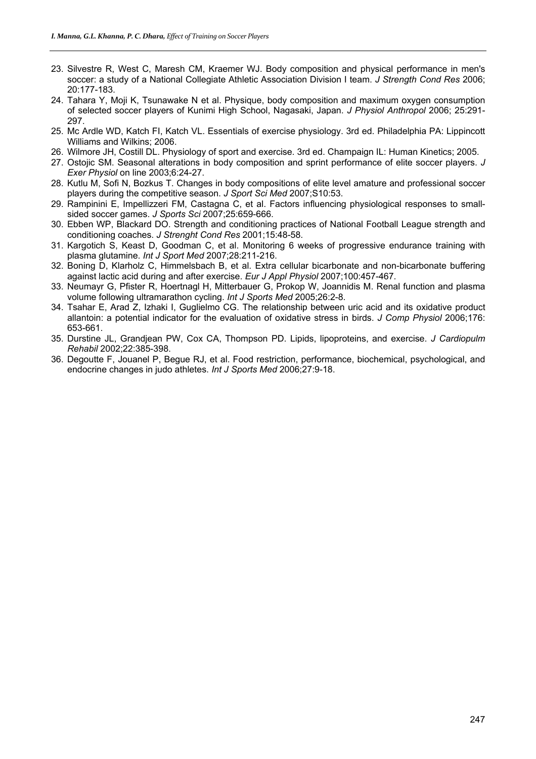23. Silvestre R, West C, Maresh CM, Kraemer WJ. Body composition and physical performance in men's soccer: a study of a National Collegiate Athletic Association Division I team. *J Strength Cond Res* 2006; 20:177-183.
24. Tahara Y, Moji K, Tsunawake N et al. Physique, body composition and maximum oxygen consumption of selected soccer players of Kunimi High School, Nagasaki, Japan. *J Physiol Anthropol* 2006; 25:291-297.
25. Mc Ardle WD, Katch FI, Katch VL. Essentials of exercise physiology. 3rd ed. Philadelphia PA: Lippincott Williams and Wilkins; 2006.
26. Wilmore JH, Costill DL. Physiology of sport and exercise. 3rd ed. Champaign IL: Human Kinetics; 2005.
27. Ostojic SM. Seasonal alterations in body composition and sprint performance of elite soccer players. *J Exer Physiol* on line 2003;6:24-27.
28. Kutlu M, Sofi N, Bozkus T. Changes in body compositions of elite level amature and professional soccer players during the competitive season. *J Sport Sci Med* 2007;S10:53.
29. Rampinini E, Impellizzeri FM, Castagna C, et al. Factors influencing physiological responses to small-sided soccer games. *J Sports Sci* 2007;25:659-666.
30. Ebben WP, Blackard DO. Strength and conditioning practices of National Football League strength and conditioning coaches. *J Strenght Cond Res* 2001;15:48-58.
31. Kargotich S, Keast D, Goodman C, et al. Monitoring 6 weeks of progressive endurance training with plasma glutamine. *Int J Sport Med* 2007;28:211-216.
32. Boning D, Klarholz C, Himmelsbach B, et al. Extra cellular bicarbonate and non-bicarbonate buffering against lactic acid during and after exercise. *Eur J Appl Physiol* 2007;100:457-467.
33. Neumayr G, Pfister R, Hoertnagl H, Mitterbauer G, Prokop W, Joannidis M. Renal function and plasma volume following ultramarathon cycling. *Int J Sports Med* 2005;26:2-8.
34. Tsahar E, Arad Z, Izhaki I, Guglielmo CG. The relationship between uric acid and its oxidative product allantoin: a potential indicator for the evaluation of oxidative stress in birds. *J Comp Physiol* 2006;176: 653-661.
35. Durstine JL, Grandjean PW, Cox CA, Thompson PD. Lipids, lipoproteins, and exercise. *J Cardiopulm Rehabil* 2002;22:385-398.
36. Degoutte F, Jouanel P, Begue RJ, et al. Food restriction, performance, biochemical, psychological, and endocrine changes in judo athletes. *Int J Sports Med* 2006;27:9-18.